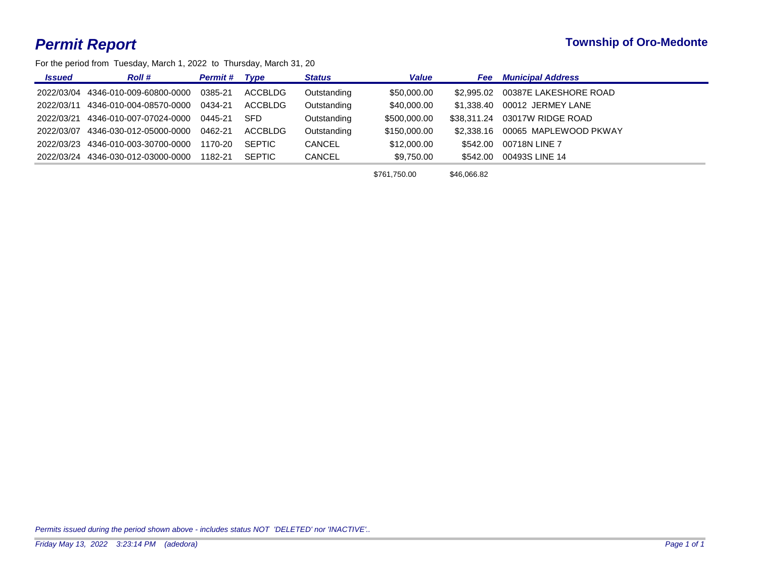# Permit Report

**Township of Oro-Medonte**

For the period from Tuesday, March 1, 2022 to Thursday, March 31, 20

| Issued | Roll # | Permit # | Type | Status | Value | Fee | Municipal Address |
|---|---|---|---|---|---|---|---|
| 2022/03/04 | 4346-010-009-60800-0000 | 0385-21 | ACCBLDG | Outstanding | $50,000.00 | $2,995.02 | 00387E LAKESHORE ROAD |
| 2022/03/11 | 4346-010-004-08570-0000 | 0434-21 | ACCBLDG | Outstanding | $40,000.00 | $1,338.40 | 00012 JERMEY LANE |
| 2022/03/21 | 4346-010-007-07024-0000 | 0445-21 | SFD | Outstanding | $500,000.00 | $38,311.24 | 03017W RIDGE ROAD |
| 2022/03/07 | 4346-030-012-05000-0000 | 0462-21 | ACCBLDG | Outstanding | $150,000.00 | $2,338.16 | 00065 MAPLEWOOD PKWAY |
| 2022/03/23 | 4346-010-003-30700-0000 | 1170-20 | SEPTIC | CANCEL | $12,000.00 | $542.00 | 00718N LINE 7 |
| 2022/03/24 | 4346-030-012-03000-0000 | 1182-21 | SEPTIC | CANCEL | $9,750.00 | $542.00 | 00493S LINE 14 |
| | | | | | $761,750.00 | $46,066.82 | |

*Permits issued during the period shown above - includes status NOT 'DELETED' nor 'INACTIVE'..*

*Friday May 13, 2022 3:23:14 PM (adedora)*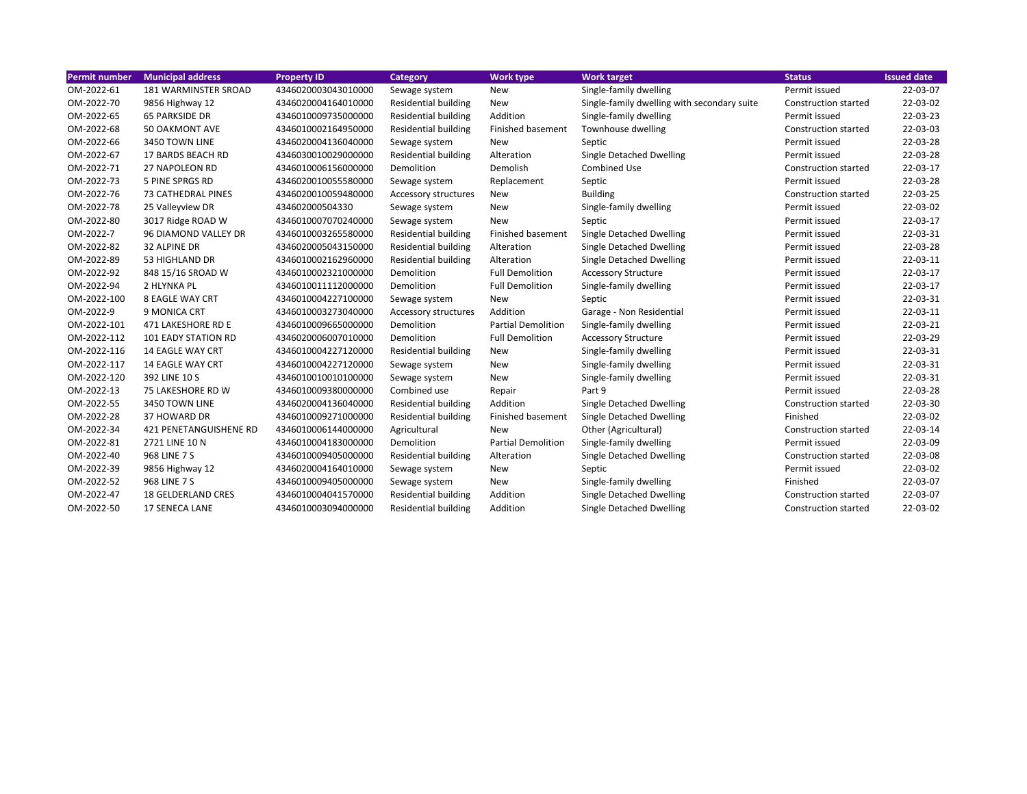| Permit number | Municipal address | Property ID | Category | Work type | Work target | Status | Issued date |
| --- | --- | --- | --- | --- | --- | --- | --- |
| OM-2022-61 | 181 WARMINSTER SROAD | 4346020003043010000 | Sewage system | New | Single-family dwelling | Permit issued | 22-03-07 |
| OM-2022-70 | 9856 Highway 12 | 4346020004164010000 | Residential building | New | Single-family dwelling with secondary suite | Construction started | 22-03-02 |
| OM-2022-65 | 65 PARKSIDE DR | 4346010009735000000 | Residential building | Addition | Single-family dwelling | Permit issued | 22-03-23 |
| OM-2022-68 | 50 OAKMONT AVE | 4346010002164950000 | Residential building | Finished basement | Townhouse dwelling | Construction started | 22-03-03 |
| OM-2022-66 | 3450 TOWN LINE | 4346020004136040000 | Sewage system | New | Septic | Permit issued | 22-03-28 |
| OM-2022-67 | 17 BARDS BEACH RD | 4346030010029000000 | Residential building | Alteration | Single Detached Dwelling | Permit issued | 22-03-28 |
| OM-2022-71 | 27 NAPOLEON RD | 4346010006156000000 | Demolition | Demolish | Combined Use | Construction started | 22-03-17 |
| OM-2022-73 | 5 PINE SPRGS RD | 4346020010055580000 | Sewage system | Replacement | Septic | Permit issued | 22-03-28 |
| OM-2022-76 | 73 CATHEDRAL PINES | 4346020010059480000 | Accessory structures | New | Building | Construction started | 22-03-25 |
| OM-2022-78 | 25 Valleyview DR | 434602000504330 | Sewage system | New | Single-family dwelling | Permit issued | 22-03-02 |
| OM-2022-80 | 3017 Ridge ROAD W | 4346010007070240000 | Sewage system | New | Septic | Permit issued | 22-03-17 |
| OM-2022-7 | 96 DIAMOND VALLEY DR | 4346010003265580000 | Residential building | Finished basement | Single Detached Dwelling | Permit issued | 22-03-31 |
| OM-2022-82 | 32 ALPINE DR | 4346020005043150000 | Residential building | Alteration | Single Detached Dwelling | Permit issued | 22-03-28 |
| OM-2022-89 | 53 HIGHLAND DR | 4346010002162960000 | Residential building | Alteration | Single Detached Dwelling | Permit issued | 22-03-11 |
| OM-2022-92 | 848 15/16 SROAD W | 4346010002321000000 | Demolition | Full Demolition | Accessory Structure | Permit issued | 22-03-17 |
| OM-2022-94 | 2 HLYNKA PL | 4346010011112000000 | Demolition | Full Demolition | Single-family dwelling | Permit issued | 22-03-17 |
| OM-2022-100 | 8 EAGLE WAY CRT | 4346010004227100000 | Sewage system | New | Septic | Permit issued | 22-03-31 |
| OM-2022-9 | 9 MONICA CRT | 4346010003273040000 | Accessory structures | Addition | Garage - Non Residential | Permit issued | 22-03-11 |
| OM-2022-101 | 471 LAKESHORE RD E | 4346010009665000000 | Demolition | Partial Demolition | Single-family dwelling | Permit issued | 22-03-21 |
| OM-2022-112 | 101 EADY STATION RD | 4346020006007010000 | Demolition | Full Demolition | Accessory Structure | Permit issued | 22-03-29 |
| OM-2022-116 | 14 EAGLE WAY CRT | 4346010004227120000 | Residential building | New | Single-family dwelling | Permit issued | 22-03-31 |
| OM-2022-117 | 14 EAGLE WAY CRT | 4346010004227120000 | Sewage system | New | Single-family dwelling | Permit issued | 22-03-31 |
| OM-2022-120 | 392 LINE 10 S | 4346010010010100000 | Sewage system | New | Single-family dwelling | Permit issued | 22-03-31 |
| OM-2022-13 | 75 LAKESHORE RD W | 4346010009380000000 | Combined use | Repair | Part 9 | Permit issued | 22-03-28 |
| OM-2022-55 | 3450 TOWN LINE | 4346020004136040000 | Residential building | Addition | Single Detached Dwelling | Construction started | 22-03-30 |
| OM-2022-28 | 37 HOWARD DR | 4346010009271000000 | Residential building | Finished basement | Single Detached Dwelling | Finished | 22-03-02 |
| OM-2022-34 | 421 PENETANGUISHENE RD | 4346010006144000000 | Agricultural | New | Other (Agricultural) | Construction started | 22-03-14 |
| OM-2022-81 | 2721 LINE 10 N | 4346010004183000000 | Demolition | Partial Demolition | Single-family dwelling | Permit issued | 22-03-09 |
| OM-2022-40 | 968 LINE 7 S | 4346010009405000000 | Residential building | Alteration | Single Detached Dwelling | Construction started | 22-03-08 |
| OM-2022-39 | 9856 Highway 12 | 4346020004164010000 | Sewage system | New | Septic | Permit issued | 22-03-02 |
| OM-2022-52 | 968 LINE 7 S | 4346010009405000000 | Sewage system | New | Single-family dwelling | Finished | 22-03-07 |
| OM-2022-47 | 18 GELDERLAND CRES | 4346010004041570000 | Residential building | Addition | Single Detached Dwelling | Construction started | 22-03-07 |
| OM-2022-50 | 17 SENECA LANE | 4346010003094000000 | Residential building | Addition | Single Detached Dwelling | Construction started | 22-03-02 |